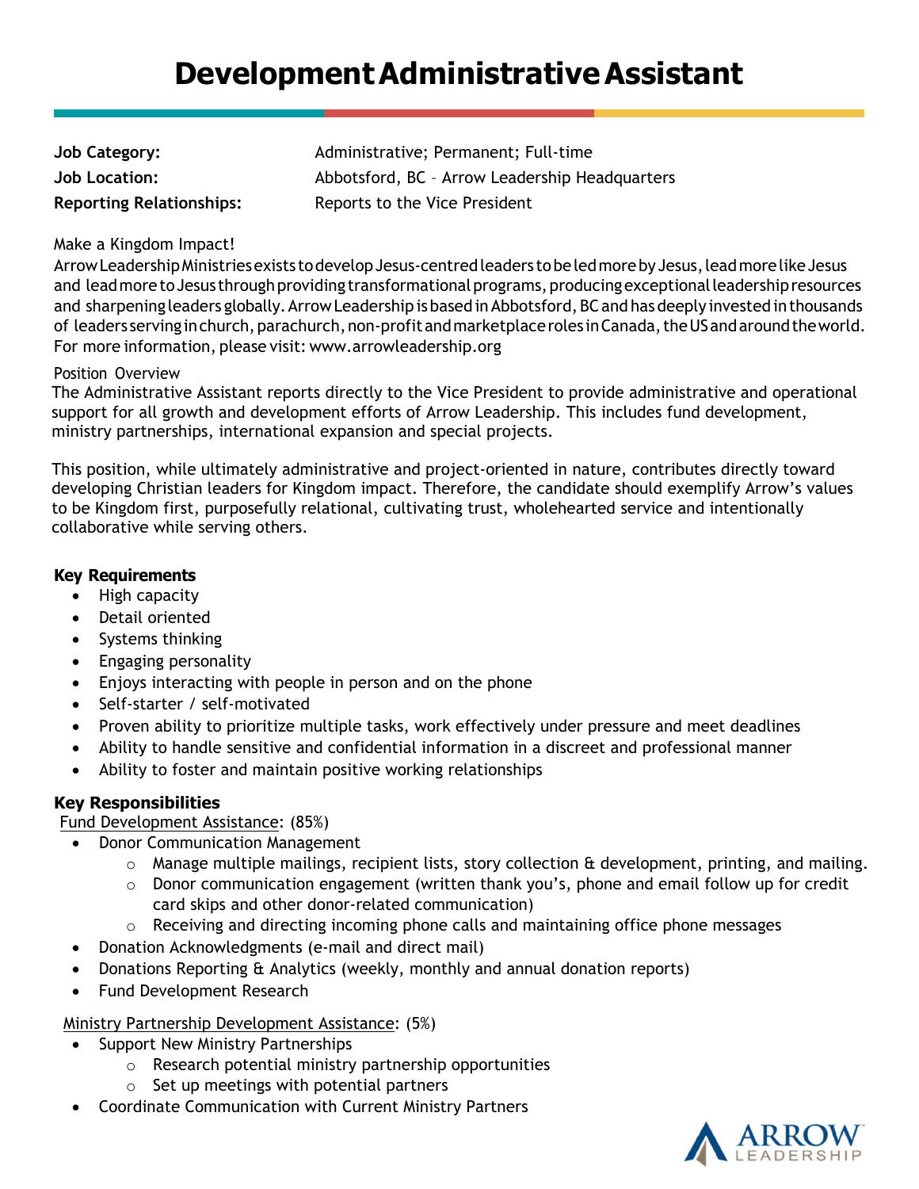# Development Administrative Assistant

**Job Category:** Administrative; Permanent; Full-time
**Job Location:** Abbotsford, BC – Arrow Leadership Headquarters
**Reporting Relationships:** Reports to the Vice President

Make a Kingdom Impact!
Arrow Leadership Ministries exists to develop Jesus-centred leaders to be led more by Jesus, lead more like Jesus and lead more to Jesus through providing transformational programs, producing exceptional leadership resources and sharpening leaders globally. Arrow Leadership is based in Abbotsford, BC and has deeply invested in thousands of leaders serving in church, parachurch, non-profit and marketplace roles in Canada, the US and around the world. For more information, please visit: www.arrowleadership.org

Position Overview
The Administrative Assistant reports directly to the Vice President to provide administrative and operational support for all growth and development efforts of Arrow Leadership. This includes fund development, ministry partnerships, international expansion and special projects.

This position, while ultimately administrative and project-oriented in nature, contributes directly toward developing Christian leaders for Kingdom impact. Therefore, the candidate should exemplify Arrow's values to be Kingdom first, purposefully relational, cultivating trust, wholehearted service and intentionally collaborative while serving others.

### Key Requirements

- High capacity
- Detail oriented
- Systems thinking
- Engaging personality
- Enjoys interacting with people in person and on the phone
- Self-starter / self-motivated
- Proven ability to prioritize multiple tasks, work effectively under pressure and meet deadlines
- Ability to handle sensitive and confidential information in a discreet and professional manner
- Ability to foster and maintain positive working relationships

### Key Responsibilities

Fund Development Assistance: (85%)

- Donor Communication Management
  - Manage multiple mailings, recipient lists, story collection & development, printing, and mailing.
  - Donor communication engagement (written thank you's, phone and email follow up for credit card skips and other donor-related communication)
  - Receiving and directing incoming phone calls and maintaining office phone messages
- Donation Acknowledgments (e-mail and direct mail)
- Donations Reporting & Analytics (weekly, monthly and annual donation reports)
- Fund Development Research

Ministry Partnership Development Assistance: (5%)

- Support New Ministry Partnerships
  - Research potential ministry partnership opportunities
  - Set up meetings with potential partners
- Coordinate Communication with Current Ministry Partners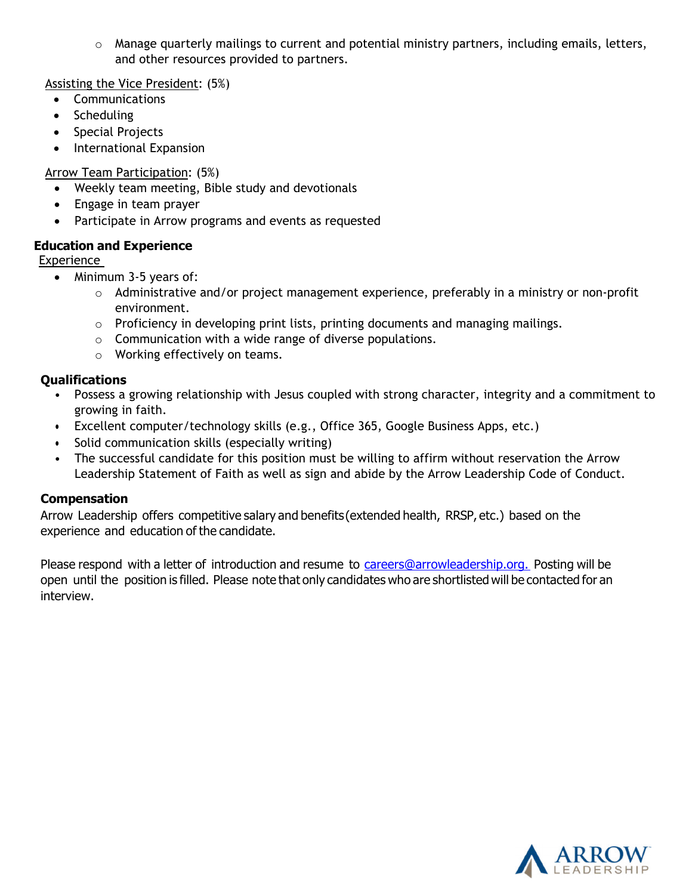- Manage quarterly mailings to current and potential ministry partners, including emails, letters, and other resources provided to partners.

Assisting the Vice President: (5%)

- Communications
- Scheduling
- Special Projects
- International Expansion

Arrow Team Participation: (5%)

- Weekly team meeting, Bible study and devotionals
- Engage in team prayer
- Participate in Arrow programs and events as requested

## Education and Experience

Experience

- Minimum 3-5 years of:
  - Administrative and/or project management experience, preferably in a ministry or non-profit environment.
  - Proficiency in developing print lists, printing documents and managing mailings.
  - Communication with a wide range of diverse populations.
  - Working effectively on teams.

## Qualifications

- Possess a growing relationship with Jesus coupled with strong character, integrity and a commitment to growing in faith.
- Excellent computer/technology skills (e.g., Office 365, Google Business Apps, etc.)
- Solid communication skills (especially writing)
- The successful candidate for this position must be willing to affirm without reservation the Arrow Leadership Statement of Faith as well as sign and abide by the Arrow Leadership Code of Conduct.

## Compensation

Arrow Leadership offers competitive salary and benefits (extended health, RRSP, etc.) based on the experience and education of the candidate.

Please respond with a letter of introduction and resume to careers@arrowleadership.org. Posting will be open until the position is filled. Please note that only candidates who are shortlisted will be contacted for an interview.